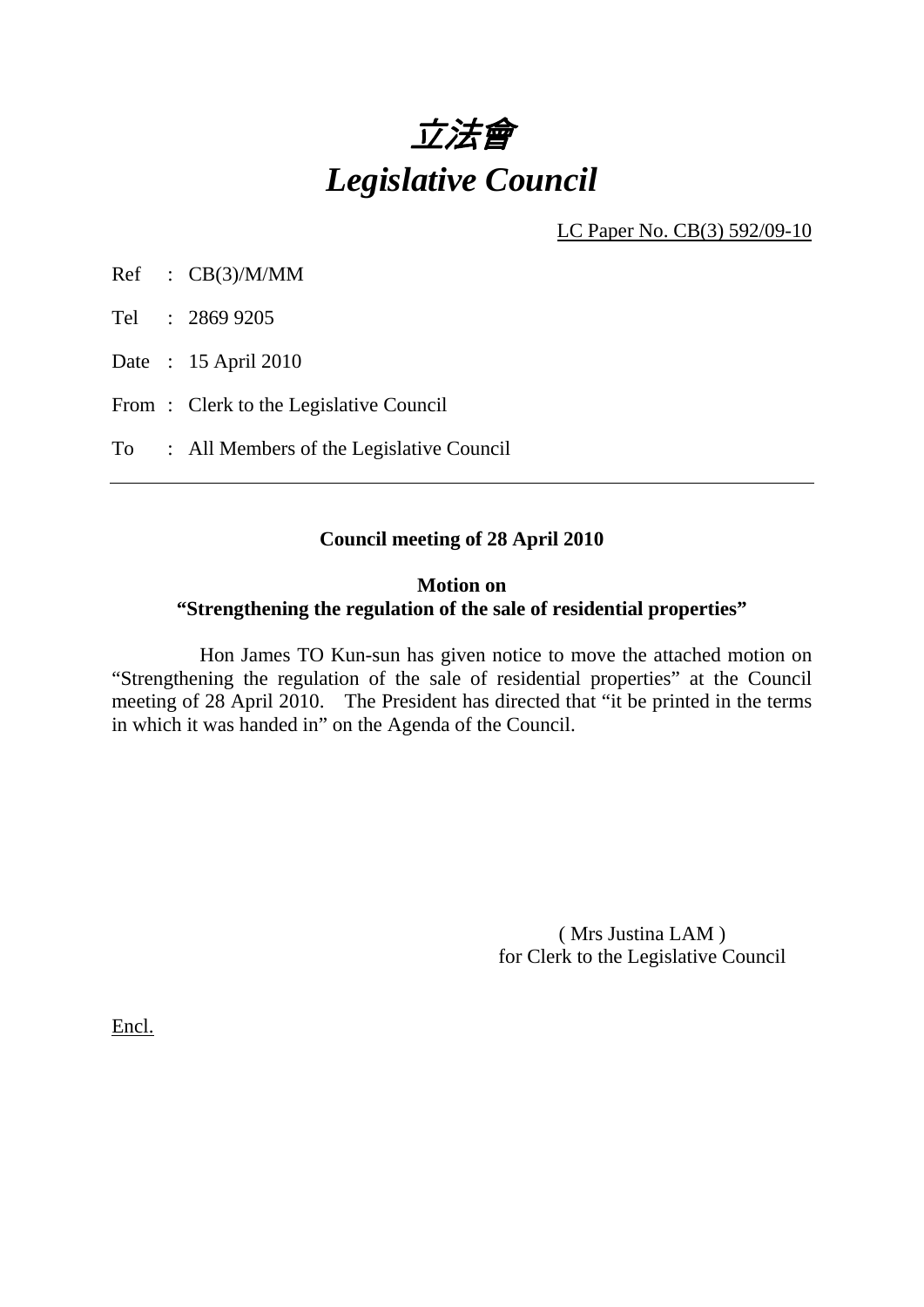# *立法會*
# *Legislative Council*

LC Paper No. CB(3) 592/09-10

Ref : CB(3)/M/MM

Tel : 2869 9205

Date : 15 April 2010

From : Clerk to the Legislative Council

To : All Members of the Legislative Council

---

**Council meeting of 28 April 2010**

**Motion on**
**"Strengthening the regulation of the sale of residential properties"**

Hon James TO Kun-sun has given notice to move the attached motion on "Strengthening the regulation of the sale of residential properties" at the Council meeting of 28 April 2010. The President has directed that "it be printed in the terms in which it was handed in" on the Agenda of the Council.

( Mrs Justina LAM )
for Clerk to the Legislative Council

Encl.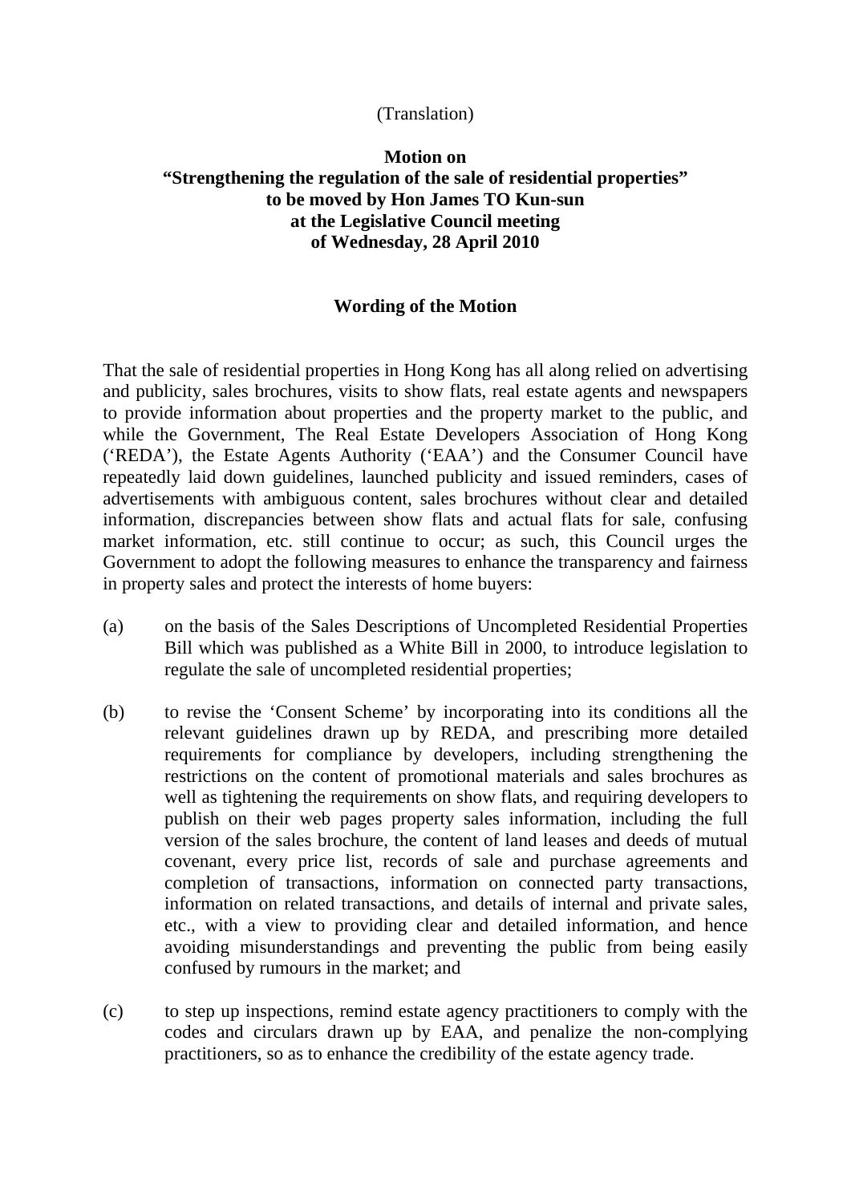(Translation)

**Motion on**
**"Strengthening the regulation of the sale of residential properties"**
**to be moved by Hon James TO Kun-sun**
**at the Legislative Council meeting**
**of Wednesday, 28 April 2010**

**Wording of the Motion**

That the sale of residential properties in Hong Kong has all along relied on advertising and publicity, sales brochures, visits to show flats, real estate agents and newspapers to provide information about properties and the property market to the public, and while the Government, The Real Estate Developers Association of Hong Kong ('REDA'), the Estate Agents Authority ('EAA') and the Consumer Council have repeatedly laid down guidelines, launched publicity and issued reminders, cases of advertisements with ambiguous content, sales brochures without clear and detailed information, discrepancies between show flats and actual flats for sale, confusing market information, etc. still continue to occur; as such, this Council urges the Government to adopt the following measures to enhance the transparency and fairness in property sales and protect the interests of home buyers:

(a) on the basis of the Sales Descriptions of Uncompleted Residential Properties Bill which was published as a White Bill in 2000, to introduce legislation to regulate the sale of uncompleted residential properties;

(b) to revise the 'Consent Scheme' by incorporating into its conditions all the relevant guidelines drawn up by REDA, and prescribing more detailed requirements for compliance by developers, including strengthening the restrictions on the content of promotional materials and sales brochures as well as tightening the requirements on show flats, and requiring developers to publish on their web pages property sales information, including the full version of the sales brochure, the content of land leases and deeds of mutual covenant, every price list, records of sale and purchase agreements and completion of transactions, information on connected party transactions, information on related transactions, and details of internal and private sales, etc., with a view to providing clear and detailed information, and hence avoiding misunderstandings and preventing the public from being easily confused by rumours in the market; and

(c) to step up inspections, remind estate agency practitioners to comply with the codes and circulars drawn up by EAA, and penalize the non-complying practitioners, so as to enhance the credibility of the estate agency trade.